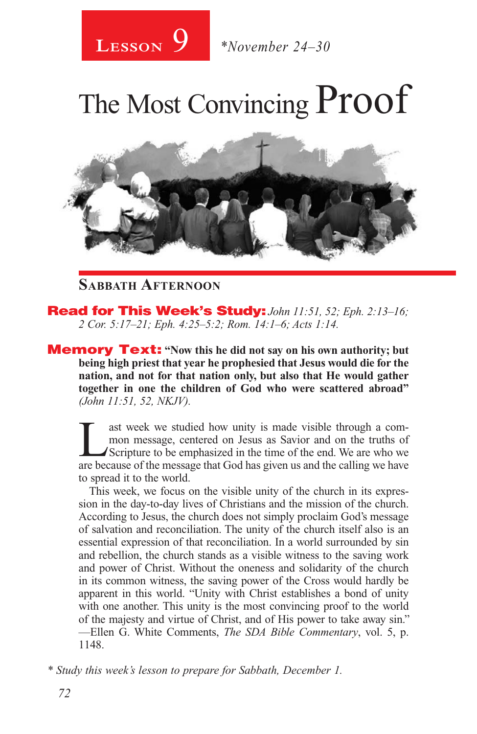# Lesson 9 *November 24–30

# The Most Convincing Proof

## Sabbath Afternoon

**Read for This Week's Study:** *John 11:51, 52; Eph. 2:13–16; 2 Cor. 5:17–21; Eph. 4:25–5:2; Rom. 14:1–6; Acts 1:14.*

**Memory Text:** **"Now this he did not say on his own authority; but being high priest that year he prophesied that Jesus would die for the nation, and not for that nation only, but also that He would gather together in one the children of God who were scattered abroad"** *(John 11:51, 52, NKJV).*

Last week we studied how unity is made visible through a common message, centered on Jesus as Savior and on the truths of Scripture to be emphasized in the time of the end. We are who we are because of the message that God has given us and the calling we have to spread it to the world.

This week, we focus on the visible unity of the church in its expression in the day-to-day lives of Christians and the mission of the church. According to Jesus, the church does not simply proclaim God's message of salvation and reconciliation. The unity of the church itself also is an essential expression of that reconciliation. In a world surrounded by sin and rebellion, the church stands as a visible witness to the saving work and power of Christ. Without the oneness and solidarity of the church in its common witness, the saving power of the Cross would hardly be apparent in this world. "Unity with Christ establishes a bond of unity with one another. This unity is the most convincing proof to the world of the majesty and virtue of Christ, and of His power to take away sin."—Ellen G. White Comments, *The SDA Bible Commentary*, vol. 5, p. 1148.

*\* Study this week's lesson to prepare for Sabbath, December 1.*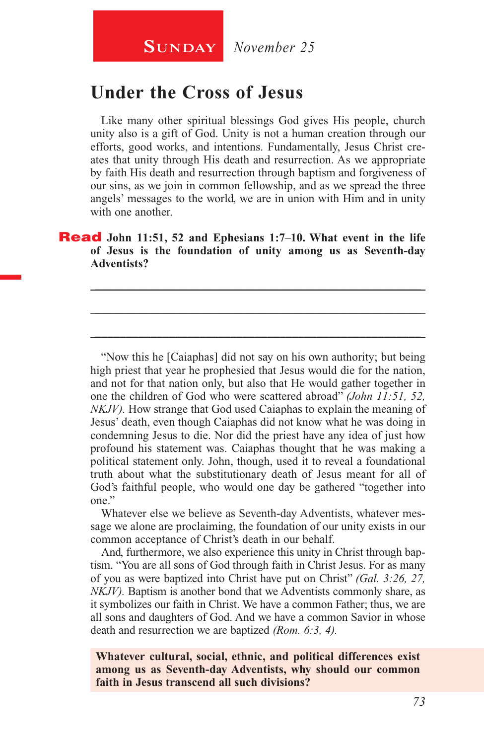**SUNDAY** *November 25*

# Under the Cross of Jesus

Like many other spiritual blessings God gives His people, church unity also is a gift of God. Unity is not a human creation through our efforts, good works, and intentions. Fundamentally, Jesus Christ creates that unity through His death and resurrection. As we appropriate by faith His death and resurrection through baptism and forgiveness of our sins, as we join in common fellowship, and as we spread the three angels' messages to the world, we are in union with Him and in unity with one another.

**Read John 11:51, 52 and Ephesians 1:7–10. What event in the life of Jesus is the foundation of unity among us as Seventh-day Adventists?**

______________________________________________________________________

______________________________________________________________________

______________________________________________________________________

"Now this he [Caiaphas] did not say on his own authority; but being high priest that year he prophesied that Jesus would die for the nation, and not for that nation only, but also that He would gather together in one the children of God who were scattered abroad" *(John 11:51, 52, NKJV).* How strange that God used Caiaphas to explain the meaning of Jesus' death, even though Caiaphas did not know what he was doing in condemning Jesus to die. Nor did the priest have any idea of just how profound his statement was. Caiaphas thought that he was making a political statement only. John, though, used it to reveal a foundational truth about what the substitutionary death of Jesus meant for all of God's faithful people, who would one day be gathered "together into one."

Whatever else we believe as Seventh-day Adventists, whatever message we alone are proclaiming, the foundation of our unity exists in our common acceptance of Christ's death in our behalf.

And, furthermore, we also experience this unity in Christ through baptism. "You are all sons of God through faith in Christ Jesus. For as many of you as were baptized into Christ have put on Christ" *(Gal. 3:26, 27, NKJV).* Baptism is another bond that we Adventists commonly share, as it symbolizes our faith in Christ. We have a common Father; thus, we are all sons and daughters of God. And we have a common Savior in whose death and resurrection we are baptized *(Rom. 6:3, 4).*

**Whatever cultural, social, ethnic, and political differences exist among us as Seventh-day Adventists, why should our common faith in Jesus transcend all such divisions?**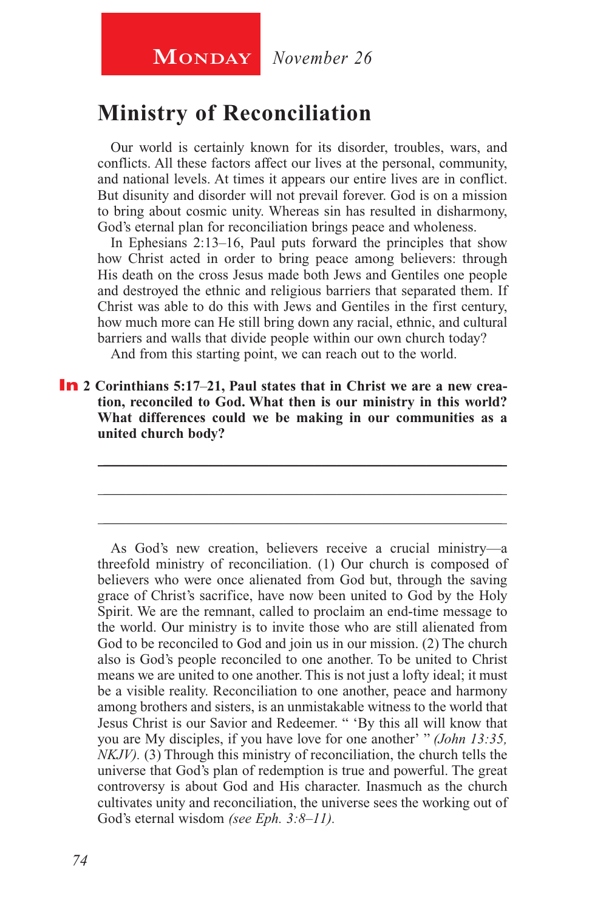**Monday** *November 26*

# Ministry of Reconciliation

Our world is certainly known for its disorder, troubles, wars, and conflicts. All these factors affect our lives at the personal, community, and national levels. At times it appears our entire lives are in conflict. But disunity and disorder will not prevail forever. God is on a mission to bring about cosmic unity. Whereas sin has resulted in disharmony, God's eternal plan for reconciliation brings peace and wholeness.

In Ephesians 2:13–16, Paul puts forward the principles that show how Christ acted in order to bring peace among believers: through His death on the cross Jesus made both Jews and Gentiles one people and destroyed the ethnic and religious barriers that separated them. If Christ was able to do this with Jews and Gentiles in the first century, how much more can He still bring down any racial, ethnic, and cultural barriers and walls that divide people within our own church today?

And from this starting point, we can reach out to the world.

**In 2 Corinthians 5:17–21, Paul states that in Christ we are a new creation, reconciled to God. What then is our ministry in this world? What differences could we be making in our communities as a united church body?**

_______________________________________________

_______________________________________________

_______________________________________________

As God's new creation, believers receive a crucial ministry—a threefold ministry of reconciliation. (1) Our church is composed of believers who were once alienated from God but, through the saving grace of Christ's sacrifice, have now been united to God by the Holy Spirit. We are the remnant, called to proclaim an end-time message to the world. Our ministry is to invite those who are still alienated from God to be reconciled to God and join us in our mission. (2) The church also is God's people reconciled to one another. To be united to Christ means we are united to one another. This is not just a lofty ideal; it must be a visible reality. Reconciliation to one another, peace and harmony among brothers and sisters, is an unmistakable witness to the world that Jesus Christ is our Savior and Redeemer. " 'By this all will know that you are My disciples, if you have love for one another' " *(John 13:35, NKJV).* (3) Through this ministry of reconciliation, the church tells the universe that God's plan of redemption is true and powerful. The great controversy is about God and His character. Inasmuch as the church cultivates unity and reconciliation, the universe sees the working out of God's eternal wisdom *(see Eph. 3:8–11).*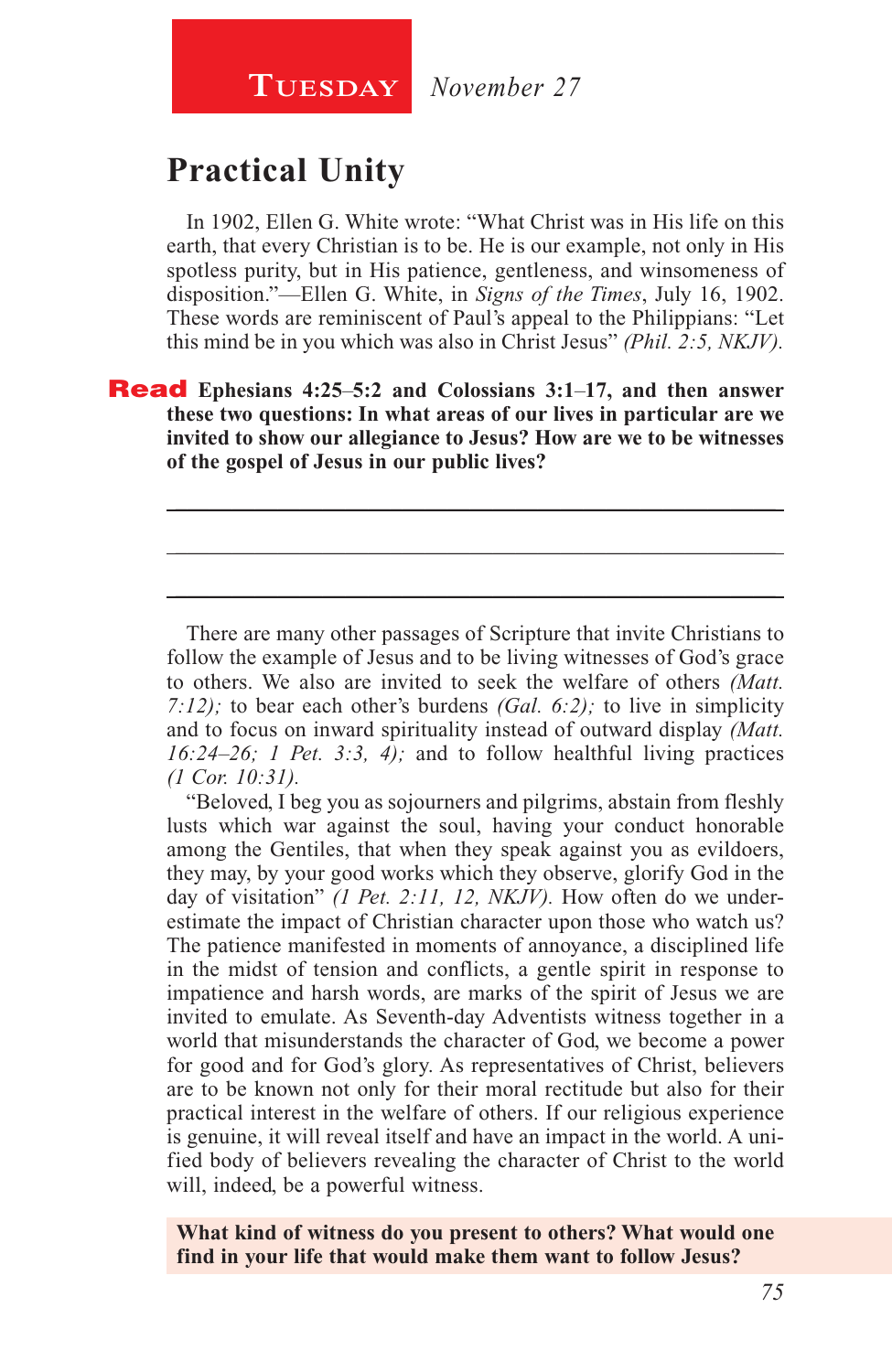**Tuesday** *November 27*

## Practical Unity

In 1902, Ellen G. White wrote: “What Christ was in His life on this earth, that every Christian is to be. He is our example, not only in His spotless purity, but in His patience, gentleness, and winsomeness of disposition.”—Ellen G. White, in *Signs of the Times*, July 16, 1902. These words are reminiscent of Paul’s appeal to the Philippians: “Let this mind be in you which was also in Christ Jesus” *(Phil. 2:5, NKJV).*

**Read Ephesians 4:25–5:2 and Colossians 3:1–17, and then answer these two questions: In what areas of our lives in particular are we invited to show our allegiance to Jesus? How are we to be witnesses of the gospel of Jesus in our public lives?**

_______________________________________________

_______________________________________________

_______________________________________________

There are many other passages of Scripture that invite Christians to follow the example of Jesus and to be living witnesses of God’s grace to others. We also are invited to seek the welfare of others *(Matt. 7:12);* to bear each other’s burdens *(Gal. 6:2);* to live in simplicity and to focus on inward spirituality instead of outward display *(Matt. 16:24–26; 1 Pet. 3:3, 4);* and to follow healthful living practices *(1 Cor. 10:31).*

“Beloved, I beg you as sojourners and pilgrims, abstain from fleshly lusts which war against the soul, having your conduct honorable among the Gentiles, that when they speak against you as evildoers, they may, by your good works which they observe, glorify God in the day of visitation” *(1 Pet. 2:11, 12, NKJV).* How often do we underestimate the impact of Christian character upon those who watch us? The patience manifested in moments of annoyance, a disciplined life in the midst of tension and conflicts, a gentle spirit in response to impatience and harsh words, are marks of the spirit of Jesus we are invited to emulate. As Seventh-day Adventists witness together in a world that misunderstands the character of God, we become a power for good and for God’s glory. As representatives of Christ, believers are to be known not only for their moral rectitude but also for their practical interest in the welfare of others. If our religious experience is genuine, it will reveal itself and have an impact in the world. A unified body of believers revealing the character of Christ to the world will, indeed, be a powerful witness.

**What kind of witness do you present to others? What would one find in your life that would make them want to follow Jesus?**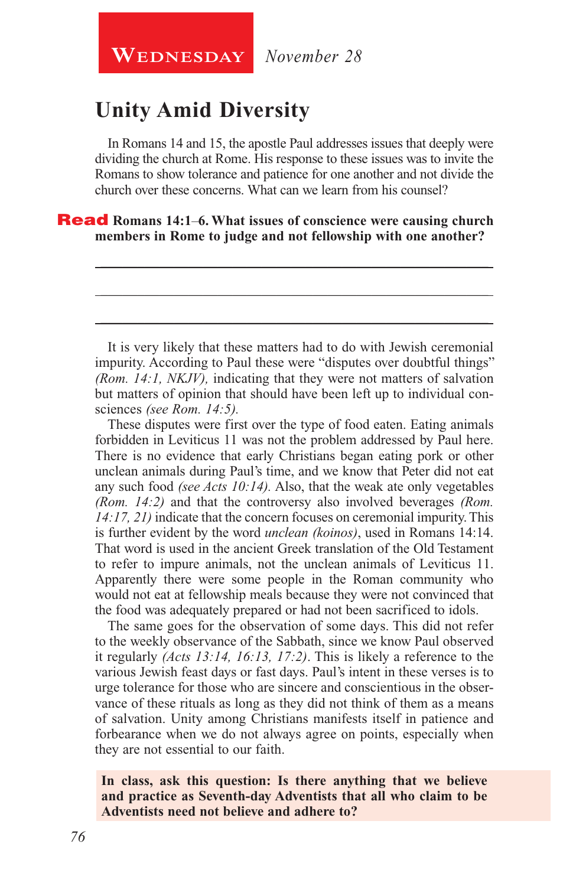**Wednesday** *November 28*

## Unity Amid Diversity

In Romans 14 and 15, the apostle Paul addresses issues that deeply were dividing the church at Rome. His response to these issues was to invite the Romans to show tolerance and patience for one another and not divide the church over these concerns. What can we learn from his counsel?

**Read Romans 14:1–6. What issues of conscience were causing church members in Rome to judge and not fellowship with one another?**

It is very likely that these matters had to do with Jewish ceremonial impurity. According to Paul these were "disputes over doubtful things" *(Rom. 14:1, NKJV),* indicating that they were not matters of salvation but matters of opinion that should have been left up to individual consciences *(see Rom. 14:5).*

These disputes were first over the type of food eaten. Eating animals forbidden in Leviticus 11 was not the problem addressed by Paul here. There is no evidence that early Christians began eating pork or other unclean animals during Paul's time, and we know that Peter did not eat any such food *(see Acts 10:14).* Also, that the weak ate only vegetables *(Rom. 14:2)* and that the controversy also involved beverages *(Rom. 14:17, 21)* indicate that the concern focuses on ceremonial impurity. This is further evident by the word *unclean (koinos)*, used in Romans 14:14. That word is used in the ancient Greek translation of the Old Testament to refer to impure animals, not the unclean animals of Leviticus 11. Apparently there were some people in the Roman community who would not eat at fellowship meals because they were not convinced that the food was adequately prepared or had not been sacrificed to idols.

The same goes for the observation of some days. This did not refer to the weekly observance of the Sabbath, since we know Paul observed it regularly *(Acts 13:14, 16:13, 17:2)*. This is likely a reference to the various Jewish feast days or fast days. Paul's intent in these verses is to urge tolerance for those who are sincere and conscientious in the observance of these rituals as long as they did not think of them as a means of salvation. Unity among Christians manifests itself in patience and forbearance when we do not always agree on points, especially when they are not essential to our faith.

**In class, ask this question: Is there anything that we believe and practice as Seventh-day Adventists that all who claim to be Adventists need not believe and adhere to?**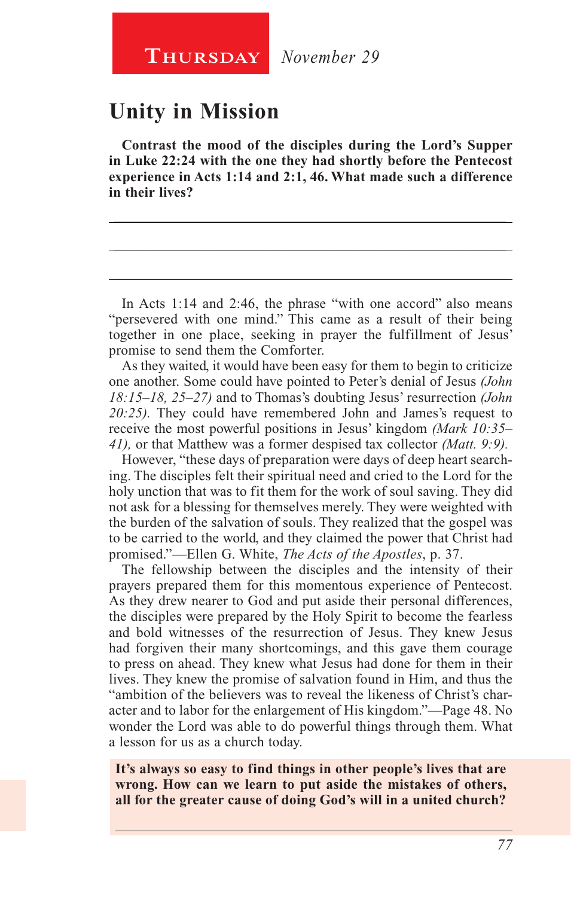**Thursday** *November 29*

## Unity in Mission

**Contrast the mood of the disciples during the Lord's Supper in Luke 22:24 with the one they had shortly before the Pentecost experience in Acts 1:14 and 2:1, 46. What made such a difference in their lives?**

In Acts 1:14 and 2:46, the phrase "with one accord" also means "persevered with one mind." This came as a result of their being together in one place, seeking in prayer the fulfillment of Jesus' promise to send them the Comforter.

As they waited, it would have been easy for them to begin to criticize one another. Some could have pointed to Peter's denial of Jesus *(John 18:15–18, 25–27)* and to Thomas's doubting Jesus' resurrection *(John 20:25).* They could have remembered John and James's request to receive the most powerful positions in Jesus' kingdom *(Mark 10:35–41),* or that Matthew was a former despised tax collector *(Matt. 9:9).*

However, "these days of preparation were days of deep heart searching. The disciples felt their spiritual need and cried to the Lord for the holy unction that was to fit them for the work of soul saving. They did not ask for a blessing for themselves merely. They were weighted with the burden of the salvation of souls. They realized that the gospel was to be carried to the world, and they claimed the power that Christ had promised."—Ellen G. White, *The Acts of the Apostles*, p. 37.

The fellowship between the disciples and the intensity of their prayers prepared them for this momentous experience of Pentecost. As they drew nearer to God and put aside their personal differences, the disciples were prepared by the Holy Spirit to become the fearless and bold witnesses of the resurrection of Jesus. They knew Jesus had forgiven their many shortcomings, and this gave them courage to press on ahead. They knew what Jesus had done for them in their lives. They knew the promise of salvation found in Him, and thus the "ambition of the believers was to reveal the likeness of Christ's character and to labor for the enlargement of His kingdom."—Page 48. No wonder the Lord was able to do powerful things through them. What a lesson for us as a church today.

**It's always so easy to find things in other people's lives that are wrong. How can we learn to put aside the mistakes of others, all for the greater cause of doing God's will in a united church?**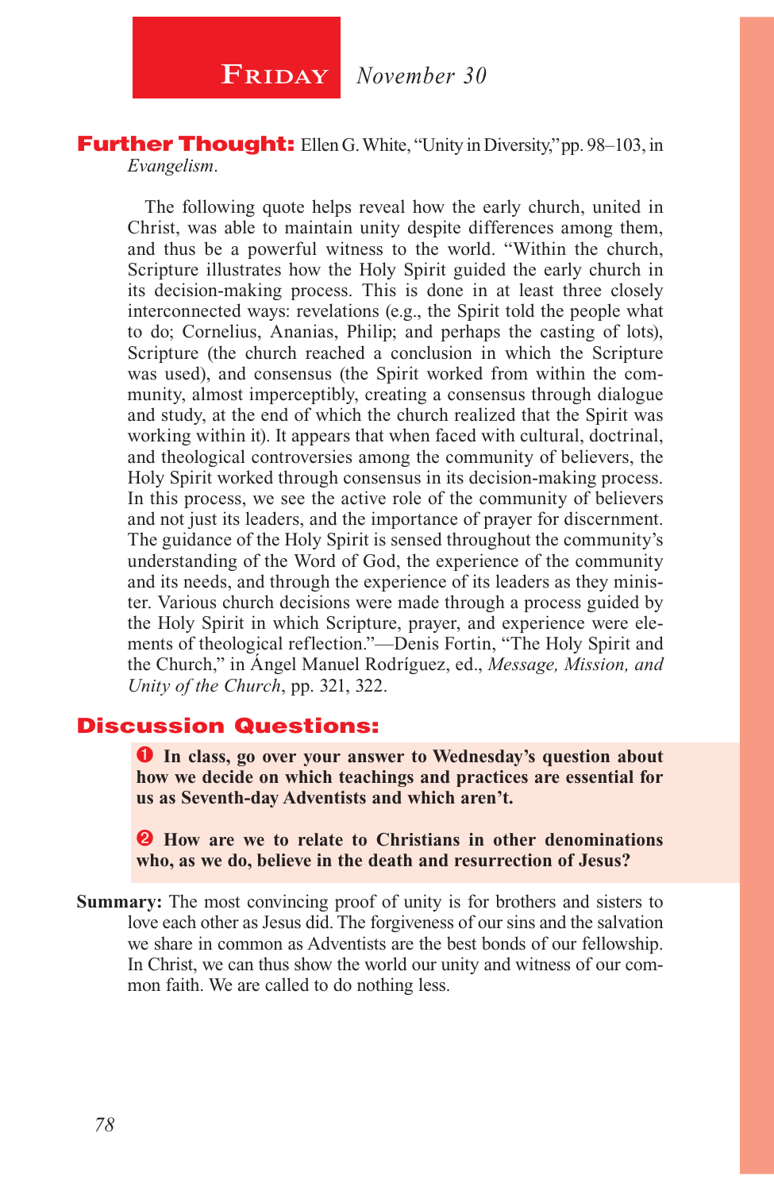## Friday *November 30*

**Further Thought:** Ellen G. White, "Unity in Diversity," pp. 98–103, in *Evangelism*.

The following quote helps reveal how the early church, united in Christ, was able to maintain unity despite differences among them, and thus be a powerful witness to the world. "Within the church, Scripture illustrates how the Holy Spirit guided the early church in its decision-making process. This is done in at least three closely interconnected ways: revelations (e.g., the Spirit told the people what to do; Cornelius, Ananias, Philip; and perhaps the casting of lots), Scripture (the church reached a conclusion in which the Scripture was used), and consensus (the Spirit worked from within the community, almost imperceptibly, creating a consensus through dialogue and study, at the end of which the church realized that the Spirit was working within it). It appears that when faced with cultural, doctrinal, and theological controversies among the community of believers, the Holy Spirit worked through consensus in its decision-making process. In this process, we see the active role of the community of believers and not just its leaders, and the importance of prayer for discernment. The guidance of the Holy Spirit is sensed throughout the community's understanding of the Word of God, the experience of the community and its needs, and through the experience of its leaders as they minister. Various church decisions were made through a process guided by the Holy Spirit in which Scripture, prayer, and experience were elements of theological reflection."—Denis Fortin, "The Holy Spirit and the Church," in Ángel Manuel Rodríguez, ed., *Message, Mission, and Unity of the Church*, pp. 321, 322.

### Discussion Questions:

1. **In class, go over your answer to Wednesday's question about how we decide on which teachings and practices are essential for us as Seventh-day Adventists and which aren't.**

2. **How are we to relate to Christians in other denominations who, as we do, believe in the death and resurrection of Jesus?**

**Summary:** The most convincing proof of unity is for brothers and sisters to love each other as Jesus did. The forgiveness of our sins and the salvation we share in common as Adventists are the best bonds of our fellowship. In Christ, we can thus show the world our unity and witness of our common faith. We are called to do nothing less.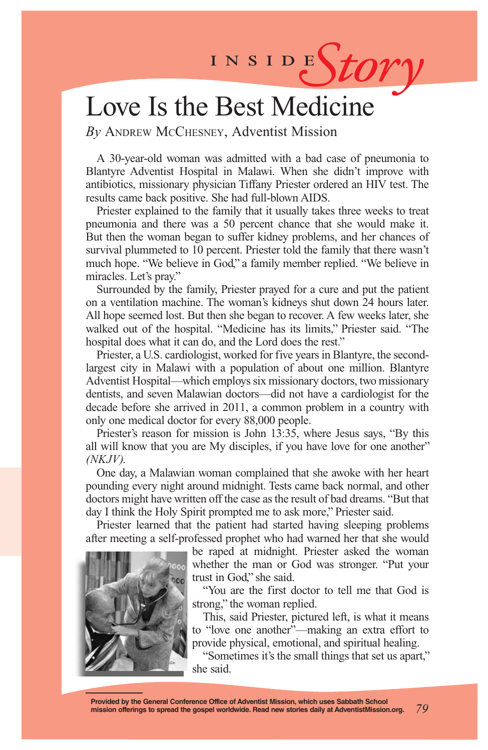INSIDE *Story*

# Love Is the Best Medicine

*By* Andrew McChesney, Adventist Mission

A 30-year-old woman was admitted with a bad case of pneumonia to Blantyre Adventist Hospital in Malawi. When she didn't improve with antibiotics, missionary physician Tiffany Priester ordered an HIV test. The results came back positive. She had full-blown AIDS.

Priester explained to the family that it usually takes three weeks to treat pneumonia and there was a 50 percent chance that she would make it. But then the woman began to suffer kidney problems, and her chances of survival plummeted to 10 percent. Priester told the family that there wasn't much hope. "We believe in God," a family member replied. "We believe in miracles. Let's pray."

Surrounded by the family, Priester prayed for a cure and put the patient on a ventilation machine. The woman's kidneys shut down 24 hours later. All hope seemed lost. But then she began to recover. A few weeks later, she walked out of the hospital. "Medicine has its limits," Priester said. "The hospital does what it can do, and the Lord does the rest."

Priester, a U.S. cardiologist, worked for five years in Blantyre, the second-largest city in Malawi with a population of about one million. Blantyre Adventist Hospital—which employs six missionary doctors, two missionary dentists, and seven Malawian doctors—did not have a cardiologist for the decade before she arrived in 2011, a common problem in a country with only one medical doctor for every 88,000 people.

Priester's reason for mission is John 13:35, where Jesus says, "By this all will know that you are My disciples, if you have love for one another" *(NKJV).*

One day, a Malawian woman complained that she awoke with her heart pounding every night around midnight. Tests came back normal, and other doctors might have written off the case as the result of bad dreams. "But that day I think the Holy Spirit prompted me to ask more," Priester said.

Priester learned that the patient had started having sleeping problems after meeting a self-professed prophet who had warned her that she would be raped at midnight. Priester asked the woman whether the man or God was stronger. "Put your trust in God," she said.

"You are the first doctor to tell me that God is strong," the woman replied.

This, said Priester, pictured left, is what it means to "love one another"—making an extra effort to provide physical, emotional, and spiritual healing.

"Sometimes it's the small things that set us apart," she said.

**Provided by the General Conference Office of Adventist Mission, which uses Sabbath School mission offerings to spread the gospel worldwide. Read new stories daily at AdventistMission.org.**